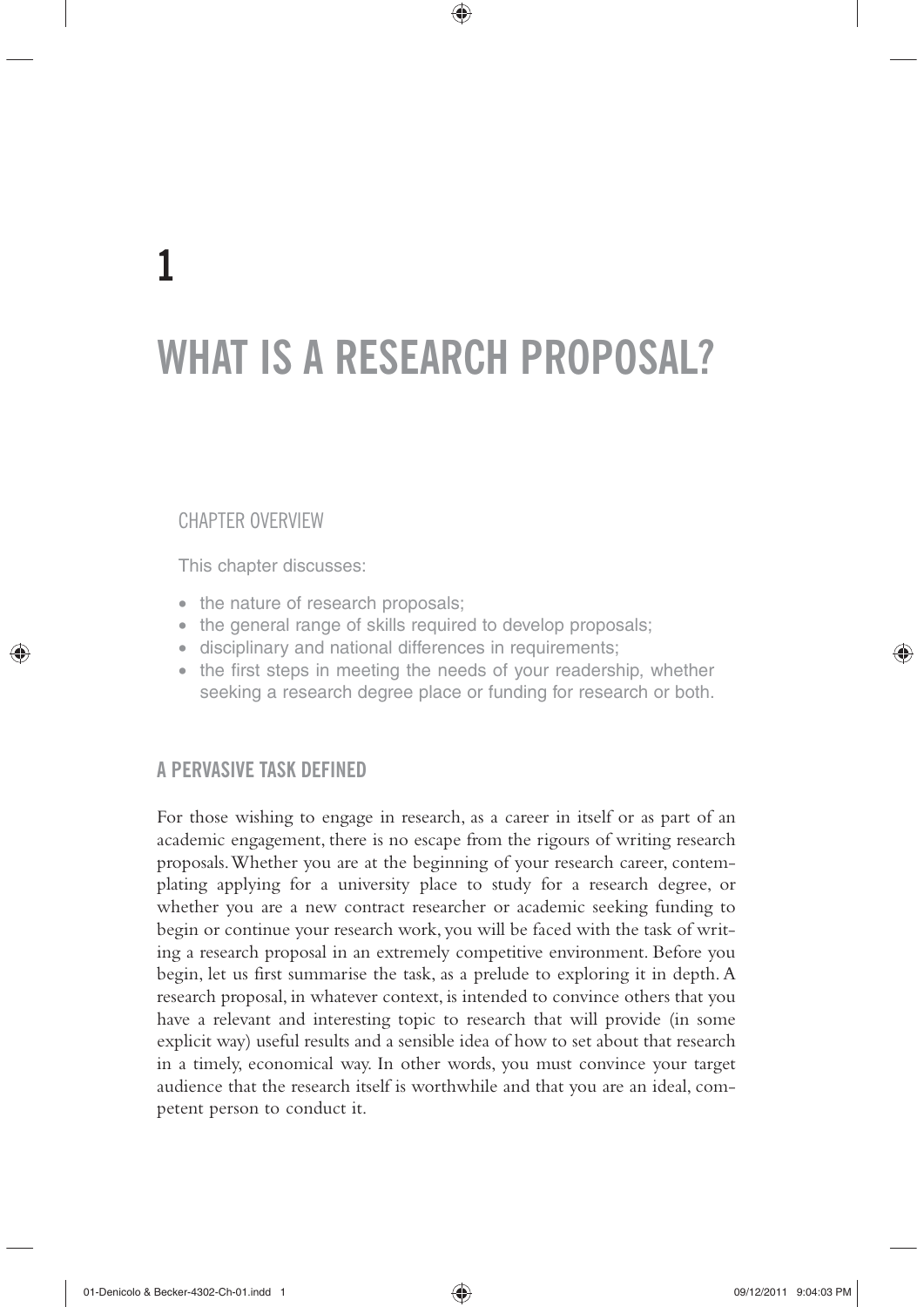# 1

# WHAT IS A RESEARCH PROPOSAL?

## CHAPTER OVERVIEW

This chapter discusses:

- the nature of research proposals;
- the general range of skills required to develop proposals;
- disciplinary and national differences in requirements;
- the first steps in meeting the needs of your readership, whether seeking a research degree place or funding for research or both.

## A PERVASIVE TASK DEFINED

For those wishing to engage in research, as a career in itself or as part of an academic engagement, there is no escape from the rigours of writing research proposals. Whether you are at the beginning of your research career, contemplating applying for a university place to study for a research degree, or whether you are a new contract researcher or academic seeking funding to begin or continue your research work, you will be faced with the task of writing a research proposal in an extremely competitive environment. Before you begin, let us first summarise the task, as a prelude to exploring it in depth. A research proposal, in whatever context, is intended to convince others that you have a relevant and interesting topic to research that will provide (in some explicit way) useful results and a sensible idea of how to set about that research in a timely, economical way. In other words, you must convince your target audience that the research itself is worthwhile and that you are an ideal, competent person to conduct it.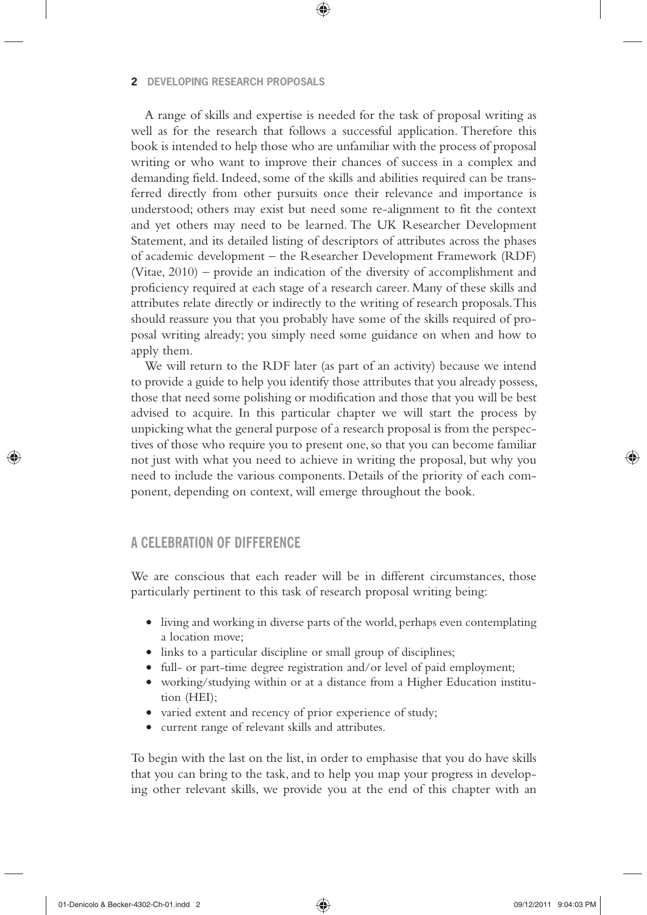A range of skills and expertise is needed for the task of proposal writing as well as for the research that follows a successful application. Therefore this book is intended to help those who are unfamiliar with the process of proposal writing or who want to improve their chances of success in a complex and demanding field. Indeed, some of the skills and abilities required can be transferred directly from other pursuits once their relevance and importance is understood; others may exist but need some re-alignment to fit the context and yet others may need to be learned. The UK Researcher Development Statement, and its detailed listing of descriptors of attributes across the phases of academic development – the Researcher Development Framework (RDF) (Vitae, 2010) – provide an indication of the diversity of accomplishment and proficiency required at each stage of a research career. Many of these skills and attributes relate directly or indirectly to the writing of research proposals. This should reassure you that you probably have some of the skills required of proposal writing already; you simply need some guidance on when and how to apply them.

We will return to the RDF later (as part of an activity) because we intend to provide a guide to help you identify those attributes that you already possess, those that need some polishing or modification and those that you will be best advised to acquire. In this particular chapter we will start the process by unpicking what the general purpose of a research proposal is from the perspectives of those who require you to present one, so that you can become familiar not just with what you need to achieve in writing the proposal, but why you need to include the various components. Details of the priority of each component, depending on context, will emerge throughout the book.

## A CELEBRATION OF DIFFERENCE

We are conscious that each reader will be in different circumstances, those particularly pertinent to this task of research proposal writing being:

- living and working in diverse parts of the world, perhaps even contemplating a location move;
- links to a particular discipline or small group of disciplines;
- full- or part-time degree registration and/or level of paid employment;
- working/studying within or at a distance from a Higher Education institution (HEI);
- varied extent and recency of prior experience of study;
- current range of relevant skills and attributes.

To begin with the last on the list, in order to emphasise that you do have skills that you can bring to the task, and to help you map your progress in developing other relevant skills, we provide you at the end of this chapter with an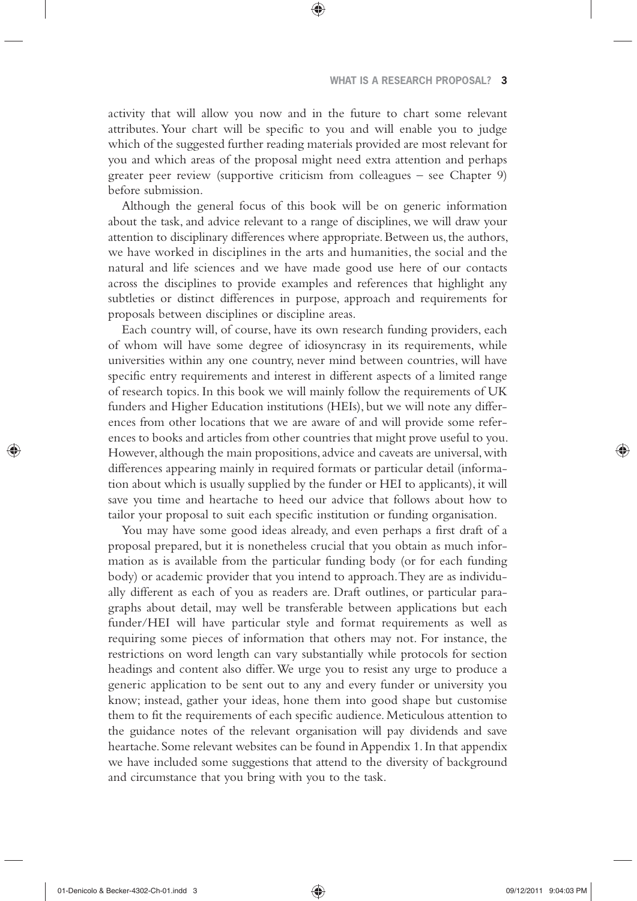activity that will allow you now and in the future to chart some relevant attributes. Your chart will be specific to you and will enable you to judge which of the suggested further reading materials provided are most relevant for you and which areas of the proposal might need extra attention and perhaps greater peer review (supportive criticism from colleagues – see Chapter 9) before submission.

Although the general focus of this book will be on generic information about the task, and advice relevant to a range of disciplines, we will draw your attention to disciplinary differences where appropriate. Between us, the authors, we have worked in disciplines in the arts and humanities, the social and the natural and life sciences and we have made good use here of our contacts across the disciplines to provide examples and references that highlight any subtleties or distinct differences in purpose, approach and requirements for proposals between disciplines or discipline areas.

Each country will, of course, have its own research funding providers, each of whom will have some degree of idiosyncrasy in its requirements, while universities within any one country, never mind between countries, will have specific entry requirements and interest in different aspects of a limited range of research topics. In this book we will mainly follow the requirements of UK funders and Higher Education institutions (HEIs), but we will note any differences from other locations that we are aware of and will provide some references to books and articles from other countries that might prove useful to you. However, although the main propositions, advice and caveats are universal, with differences appearing mainly in required formats or particular detail (information about which is usually supplied by the funder or HEI to applicants), it will save you time and heartache to heed our advice that follows about how to tailor your proposal to suit each specific institution or funding organisation.

You may have some good ideas already, and even perhaps a first draft of a proposal prepared, but it is nonetheless crucial that you obtain as much information as is available from the particular funding body (or for each funding body) or academic provider that you intend to approach. They are as individually different as each of you as readers are. Draft outlines, or particular paragraphs about detail, may well be transferable between applications but each funder/HEI will have particular style and format requirements as well as requiring some pieces of information that others may not. For instance, the restrictions on word length can vary substantially while protocols for section headings and content also differ. We urge you to resist any urge to produce a generic application to be sent out to any and every funder or university you know; instead, gather your ideas, hone them into good shape but customise them to fit the requirements of each specific audience. Meticulous attention to the guidance notes of the relevant organisation will pay dividends and save heartache. Some relevant websites can be found in Appendix 1. In that appendix we have included some suggestions that attend to the diversity of background and circumstance that you bring with you to the task.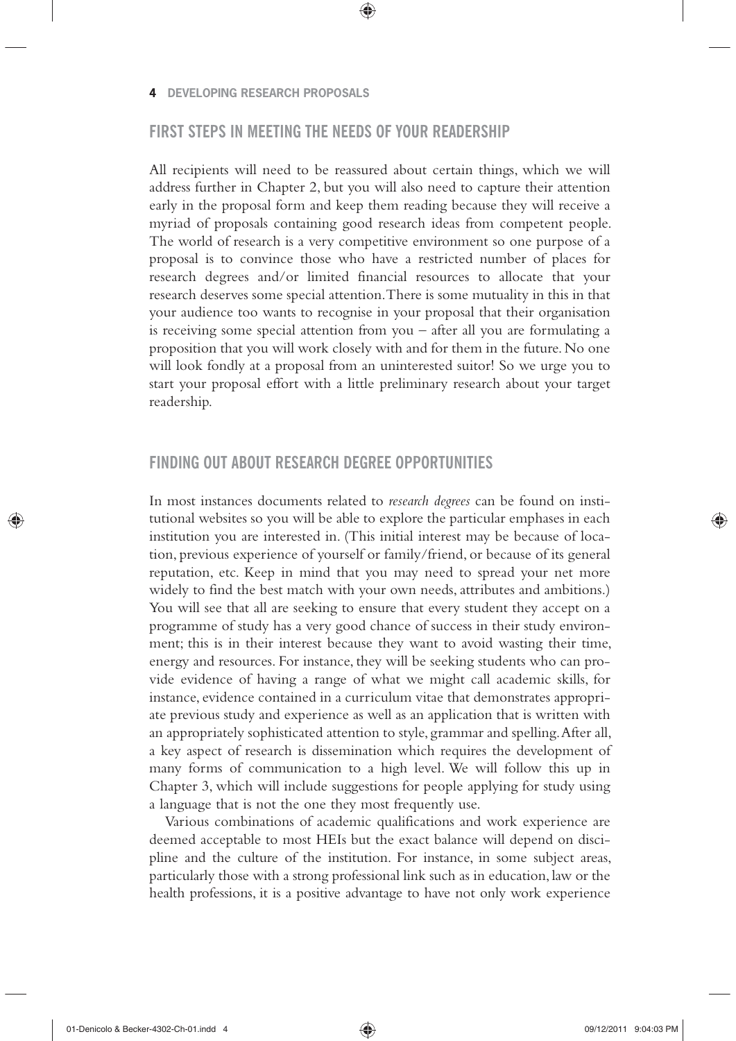## FIRST STEPS IN MEETING THE NEEDS OF YOUR READERSHIP

All recipients will need to be reassured about certain things, which we will address further in Chapter 2, but you will also need to capture their attention early in the proposal form and keep them reading because they will receive a myriad of proposals containing good research ideas from competent people. The world of research is a very competitive environment so one purpose of a proposal is to convince those who have a restricted number of places for research degrees and/or limited financial resources to allocate that your research deserves some special attention. There is some mutuality in this in that your audience too wants to recognise in your proposal that their organisation is receiving some special attention from you – after all you are formulating a proposition that you will work closely with and for them in the future. No one will look fondly at a proposal from an uninterested suitor! So we urge you to start your proposal effort with a little preliminary research about your target readership.

## FINDING OUT ABOUT RESEARCH DEGREE OPPORTUNITIES

In most instances documents related to *research degrees* can be found on institutional websites so you will be able to explore the particular emphases in each institution you are interested in. (This initial interest may be because of location, previous experience of yourself or family/friend, or because of its general reputation, etc. Keep in mind that you may need to spread your net more widely to find the best match with your own needs, attributes and ambitions.) You will see that all are seeking to ensure that every student they accept on a programme of study has a very good chance of success in their study environment; this is in their interest because they want to avoid wasting their time, energy and resources. For instance, they will be seeking students who can provide evidence of having a range of what we might call academic skills, for instance, evidence contained in a curriculum vitae that demonstrates appropriate previous study and experience as well as an application that is written with an appropriately sophisticated attention to style, grammar and spelling. After all, a key aspect of research is dissemination which requires the development of many forms of communication to a high level. We will follow this up in Chapter 3, which will include suggestions for people applying for study using a language that is not the one they most frequently use.

Various combinations of academic qualifications and work experience are deemed acceptable to most HEIs but the exact balance will depend on discipline and the culture of the institution. For instance, in some subject areas, particularly those with a strong professional link such as in education, law or the health professions, it is a positive advantage to have not only work experience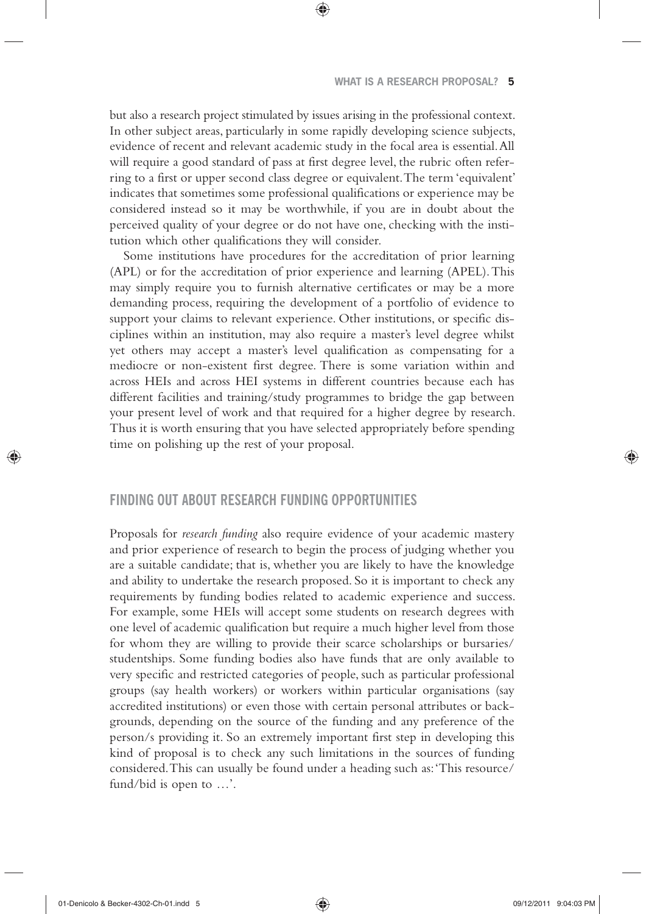but also a research project stimulated by issues arising in the professional context. In other subject areas, particularly in some rapidly developing science subjects, evidence of recent and relevant academic study in the focal area is essential. All will require a good standard of pass at first degree level, the rubric often referring to a first or upper second class degree or equivalent. The term 'equivalent' indicates that sometimes some professional qualifications or experience may be considered instead so it may be worthwhile, if you are in doubt about the perceived quality of your degree or do not have one, checking with the institution which other qualifications they will consider.

Some institutions have procedures for the accreditation of prior learning (APL) or for the accreditation of prior experience and learning (APEL). This may simply require you to furnish alternative certificates or may be a more demanding process, requiring the development of a portfolio of evidence to support your claims to relevant experience. Other institutions, or specific disciplines within an institution, may also require a master's level degree whilst yet others may accept a master's level qualification as compensating for a mediocre or non-existent first degree. There is some variation within and across HEIs and across HEI systems in different countries because each has different facilities and training/study programmes to bridge the gap between your present level of work and that required for a higher degree by research. Thus it is worth ensuring that you have selected appropriately before spending time on polishing up the rest of your proposal.

## FINDING OUT ABOUT RESEARCH FUNDING OPPORTUNITIES

Proposals for *research funding* also require evidence of your academic mastery and prior experience of research to begin the process of judging whether you are a suitable candidate; that is, whether you are likely to have the knowledge and ability to undertake the research proposed. So it is important to check any requirements by funding bodies related to academic experience and success. For example, some HEIs will accept some students on research degrees with one level of academic qualification but require a much higher level from those for whom they are willing to provide their scarce scholarships or bursaries/studentships. Some funding bodies also have funds that are only available to very specific and restricted categories of people, such as particular professional groups (say health workers) or workers within particular organisations (say accredited institutions) or even those with certain personal attributes or backgrounds, depending on the source of the funding and any preference of the person/s providing it. So an extremely important first step in developing this kind of proposal is to check any such limitations in the sources of funding considered. This can usually be found under a heading such as: 'This resource/fund/bid is open to …'.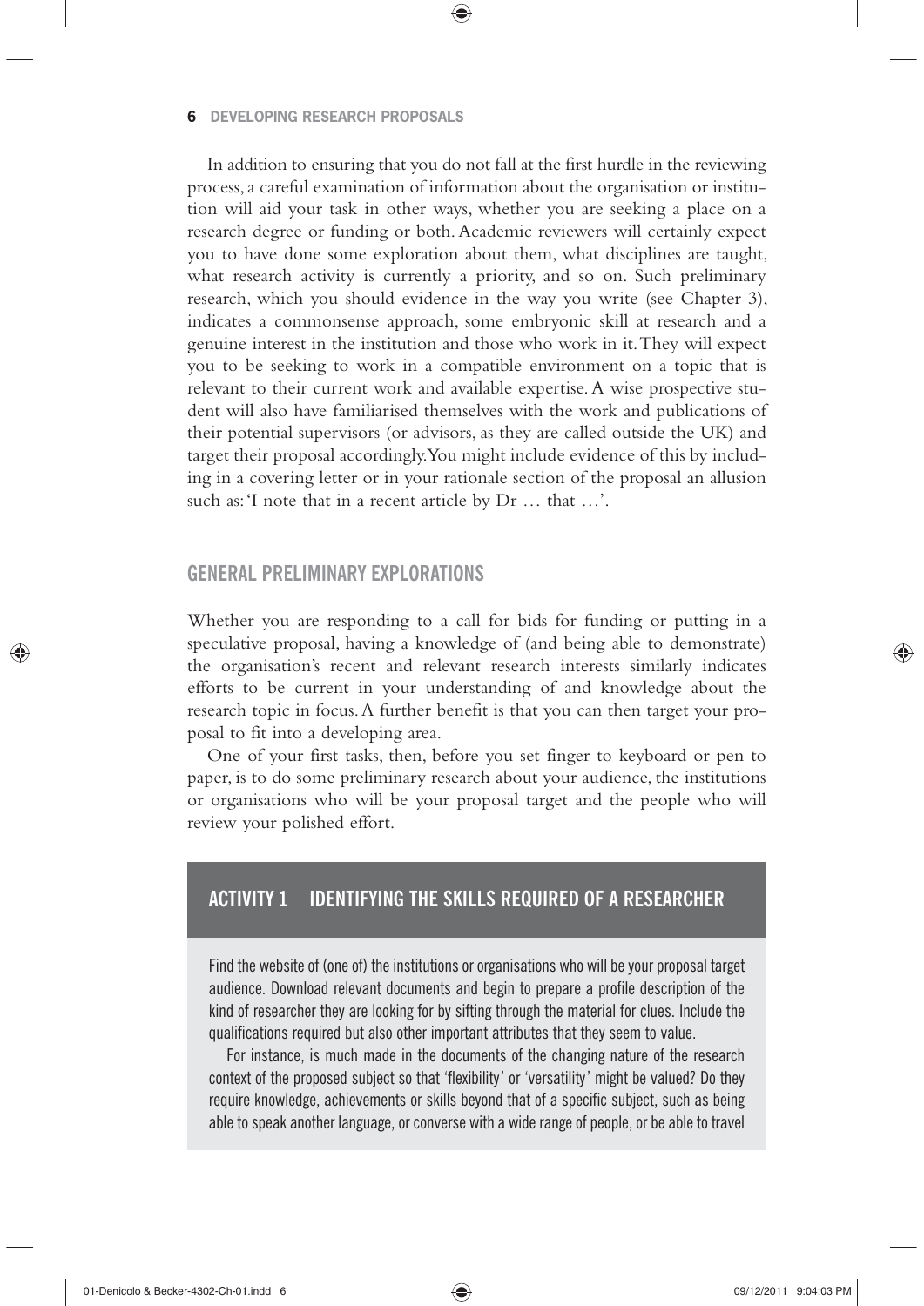In addition to ensuring that you do not fall at the first hurdle in the reviewing process, a careful examination of information about the organisation or institution will aid your task in other ways, whether you are seeking a place on a research degree or funding or both. Academic reviewers will certainly expect you to have done some exploration about them, what disciplines are taught, what research activity is currently a priority, and so on. Such preliminary research, which you should evidence in the way you write (see Chapter 3), indicates a commonsense approach, some embryonic skill at research and a genuine interest in the institution and those who work in it. They will expect you to be seeking to work in a compatible environment on a topic that is relevant to their current work and available expertise. A wise prospective student will also have familiarised themselves with the work and publications of their potential supervisors (or advisors, as they are called outside the UK) and target their proposal accordingly. You might include evidence of this by including in a covering letter or in your rationale section of the proposal an allusion such as: 'I note that in a recent article by Dr … that …'.

## GENERAL PRELIMINARY EXPLORATIONS

Whether you are responding to a call for bids for funding or putting in a speculative proposal, having a knowledge of (and being able to demonstrate) the organisation's recent and relevant research interests similarly indicates efforts to be current in your understanding of and knowledge about the research topic in focus. A further benefit is that you can then target your proposal to fit into a developing area.

One of your first tasks, then, before you set finger to keyboard or pen to paper, is to do some preliminary research about your audience, the institutions or organisations who will be your proposal target and the people who will review your polished effort.

### ACTIVITY 1 IDENTIFYING THE SKILLS REQUIRED OF A RESEARCHER

Find the website of (one of) the institutions or organisations who will be your proposal target audience. Download relevant documents and begin to prepare a profile description of the kind of researcher they are looking for by sifting through the material for clues. Include the qualifications required but also other important attributes that they seem to value.

For instance, is much made in the documents of the changing nature of the research context of the proposed subject so that 'flexibility' or 'versatility' might be valued? Do they require knowledge, achievements or skills beyond that of a specific subject, such as being able to speak another language, or converse with a wide range of people, or be able to travel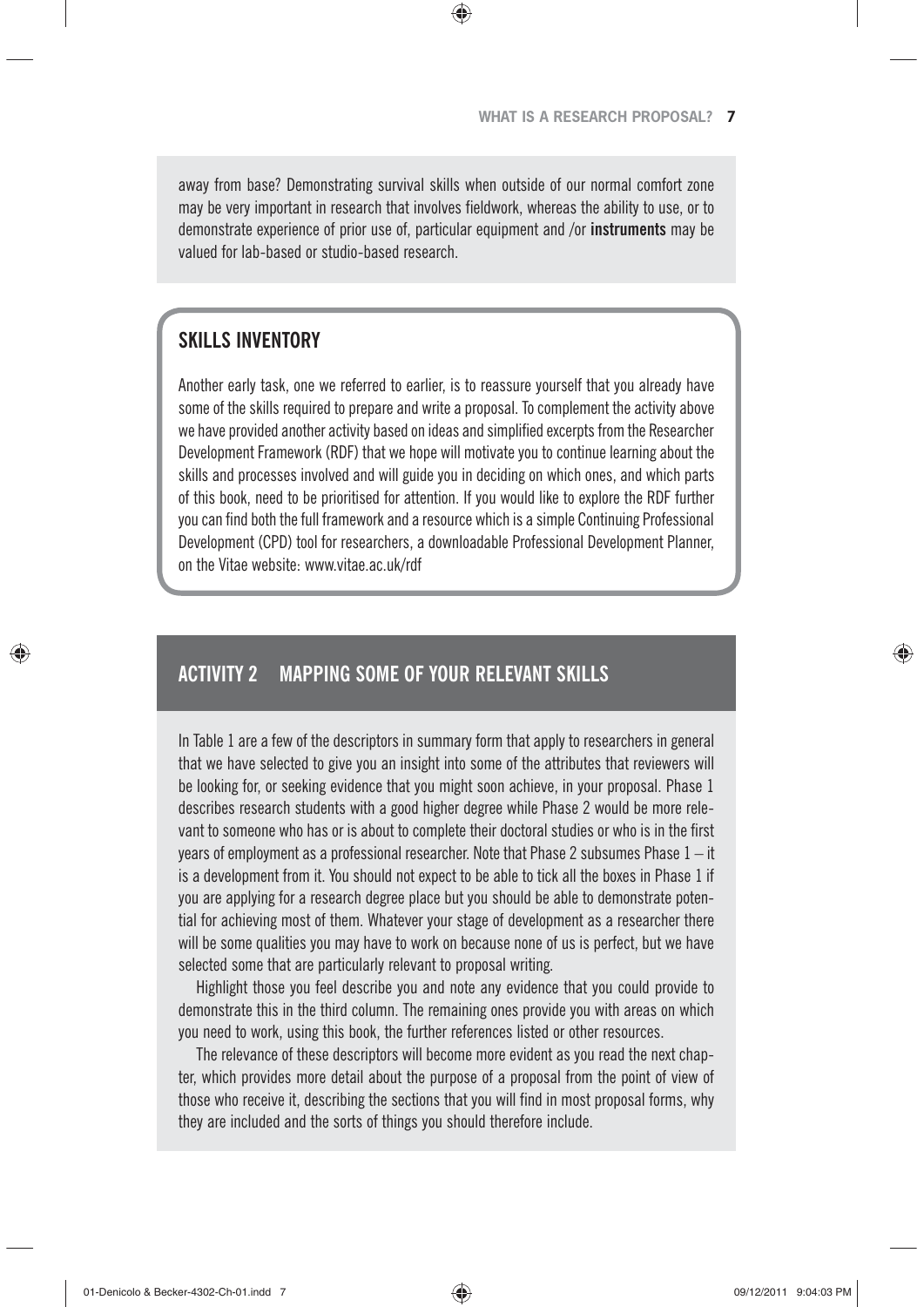away from base? Demonstrating survival skills when outside of our normal comfort zone may be very important in research that involves fieldwork, whereas the ability to use, or to demonstrate experience of prior use of, particular equipment and /or **instruments** may be valued for lab-based or studio-based research.

## SKILLS INVENTORY

Another early task, one we referred to earlier, is to reassure yourself that you already have some of the skills required to prepare and write a proposal. To complement the activity above we have provided another activity based on ideas and simplified excerpts from the Researcher Development Framework (RDF) that we hope will motivate you to continue learning about the skills and processes involved and will guide you in deciding on which ones, and which parts of this book, need to be prioritised for attention. If you would like to explore the RDF further you can find both the full framework and a resource which is a simple Continuing Professional Development (CPD) tool for researchers, a downloadable Professional Development Planner, on the Vitae website: www.vitae.ac.uk/rdf

## ACTIVITY 2 MAPPING SOME OF YOUR RELEVANT SKILLS

In Table 1 are a few of the descriptors in summary form that apply to researchers in general that we have selected to give you an insight into some of the attributes that reviewers will be looking for, or seeking evidence that you might soon achieve, in your proposal. Phase 1 describes research students with a good higher degree while Phase 2 would be more relevant to someone who has or is about to complete their doctoral studies or who is in the first years of employment as a professional researcher. Note that Phase 2 subsumes Phase 1 – it is a development from it. You should not expect to be able to tick all the boxes in Phase 1 if you are applying for a research degree place but you should be able to demonstrate potential for achieving most of them. Whatever your stage of development as a researcher there will be some qualities you may have to work on because none of us is perfect, but we have selected some that are particularly relevant to proposal writing.

Highlight those you feel describe you and note any evidence that you could provide to demonstrate this in the third column. The remaining ones provide you with areas on which you need to work, using this book, the further references listed or other resources.

The relevance of these descriptors will become more evident as you read the next chapter, which provides more detail about the purpose of a proposal from the point of view of those who receive it, describing the sections that you will find in most proposal forms, why they are included and the sorts of things you should therefore include.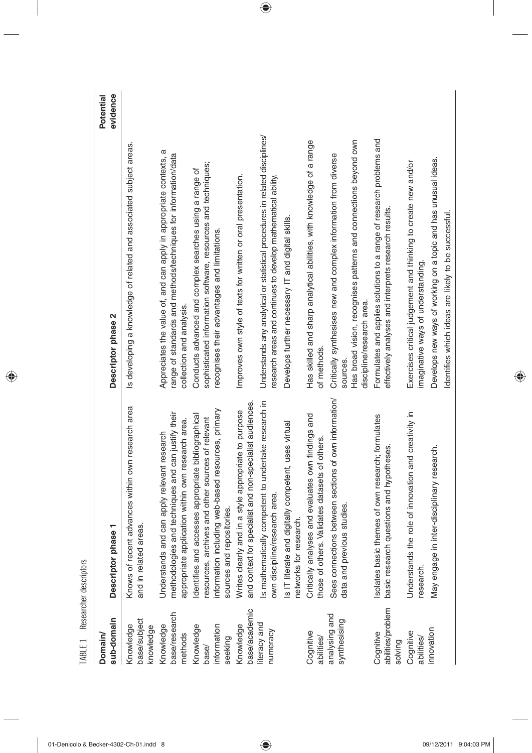TABLE 1 Researcher descriptors

| Domain/ sub-domain | Descriptor phase 1 | Descriptor phase 2 | Potential evidence |
|---|---|---|---|
| Knowledge base/subject knowledge | Knows of recent advances within own research area and in related areas. | Is developing a knowledge of related and associated subject areas. | |
| Knowledge base/research methods | Understands and can apply relevant research methodologies and techniques and can justify their appropriate application within own research area. | Appreciates the value of, and can apply in appropriate contexts, a range of standards and methods/techniques for information/data collection and analysis. | |
| Knowledge base/ information seeking | Identifies and accesses appropriate bibliographical resources, archives and other sources of relevant information including web-based resources, primary sources and repositories. | Conducts advanced and complex searches using a range of sophisticated information software, resources and techniques; recognises their advantages and limitations. | |
| Knowledge base/academic literacy and numeracy | Writes clearly and in a style appropriate to purpose and context for specialist and non-specialist audiences. | Improves own style of texts for written or oral presentation. | |
| | Is mathematically competent to undertake research in own discipline/research area. | Understands any analytical or statistical procedures in related disciplines/ research areas and continues to develop mathematical ability. | |
| | Is IT literate and digitally competent, uses virtual networks for research. | Develops further necessary IT and digital skills. | |
| Cognitive abilities/ analysing and synthesising | Critically analyses and evaluates own findings and those of others. Validates datasets of others. | Has skilled and sharp analytical abilities, with knowledge of a range of methods. | |
| | Sees connections between sections of own information/ data and previous studies. | Critically synthesises new and complex information from diverse sources. | |
| | | Has broad vision, recognises patterns and connections beyond own discipline/research area. | |
| Cognitive abilities/problem solving | Isolates basic themes of own research; formulates basic research questions and hypotheses. | Formulates and applies solutions to a range of research problems and effectively analyses and interprets research results. | |
| Cognitive abilities/ innovation | Understands the role of innovation and creativity in research. | Exercises critical judgement and thinking to create new and/or imaginative ways of understanding. | |
| | May engage in inter-disciplinary research. | Develops new ways of working on a topic and has unusual ideas. | |
| | | Identifies which ideas are likely to be successful. | |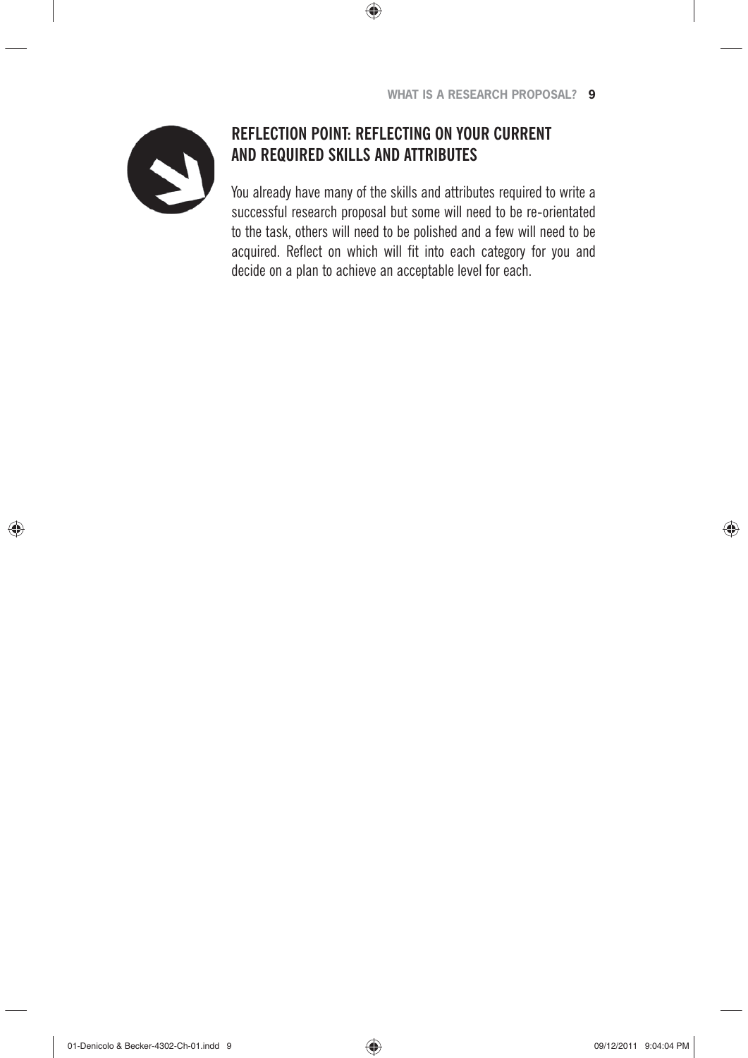## REFLECTION POINT: REFLECTING ON YOUR CURRENT AND REQUIRED SKILLS AND ATTRIBUTES

You already have many of the skills and attributes required to write a successful research proposal but some will need to be re-orientated to the task, others will need to be polished and a few will need to be acquired. Reflect on which will fit into each category for you and decide on a plan to achieve an acceptable level for each.